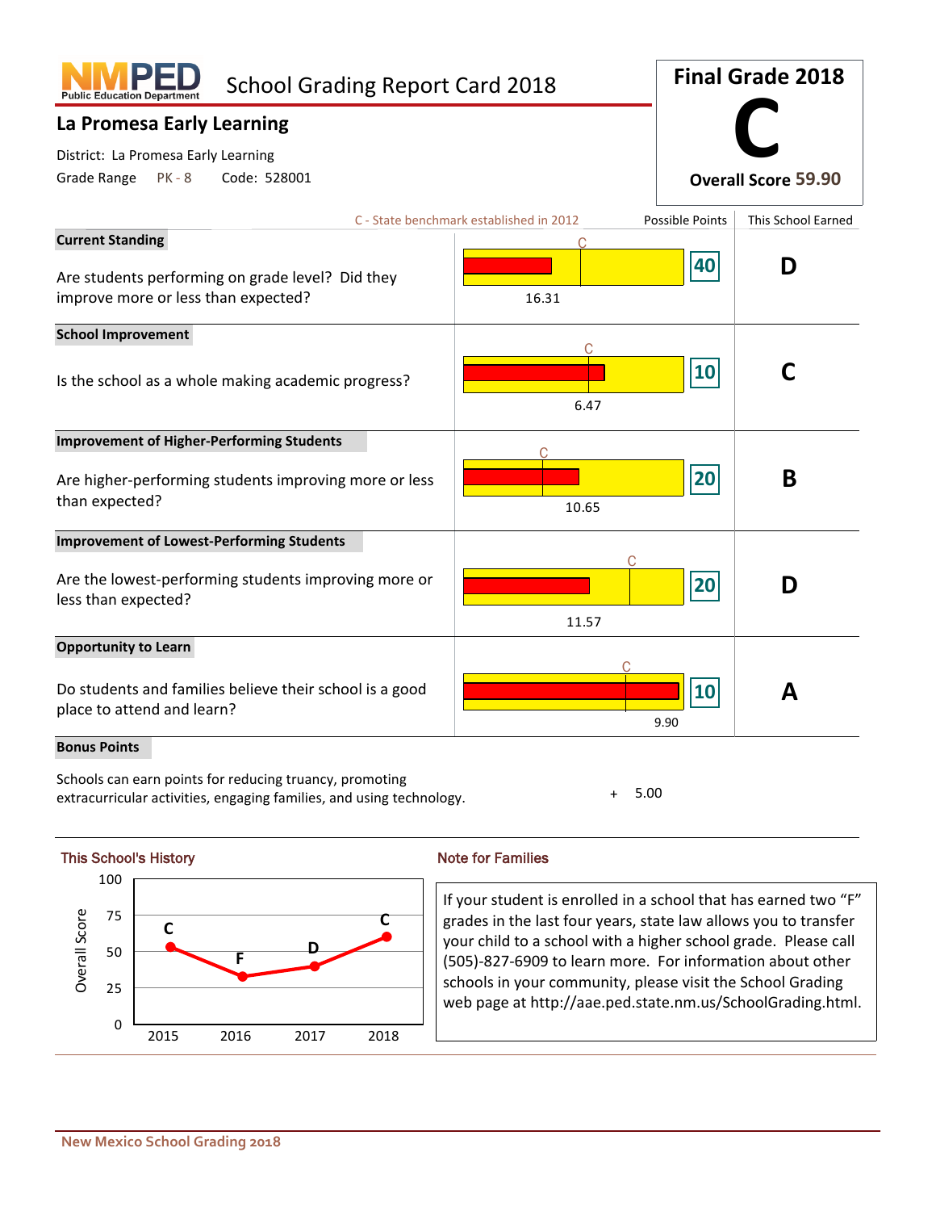# NMPED School Grading Report Card 2018

Public Education Department

## La Promesa Early Learning

District: La Promesa Early Learning

Grade Range PK - 8  Code: 528001

**Final Grade 2018**

# C

**Overall Score 59.90**

C - State benchmark established in 2012

| Category | Score | Possible Points | This School Earned |
|---|---|---|---|
| **Current Standing**<br>Are students performing on grade level? Did they improve more or less than expected? | 16.31 | 40 | D |
| **School Improvement**<br>Is the school as a whole making academic progress? | 6.47 | 10 | C |
| **Improvement of Higher-Performing Students**<br>Are higher-performing students improving more or less than expected? | 10.65 | 20 | B |
| **Improvement of Lowest-Performing Students**<br>Are the lowest-performing students improving more or less than expected? | 11.57 | 20 | D |
| **Opportunity to Learn**<br>Do students and families believe their school is a good place to attend and learn? | 9.90 | 10 | A |

**Bonus Points**

Schools can earn points for reducing truancy, promoting extracurricular activities, engaging families, and using technology. + 5.00

### This School's History

| Year | Grade |
|---|---|
| 2015 | C |
| 2016 | F |
| 2017 | D |
| 2018 | C |

### Note for Families

If your student is enrolled in a school that has earned two "F" grades in the last four years, state law allows you to transfer your child to a school with a higher school grade. Please call (505)-827-6909 to learn more. For information about other schools in your community, please visit the School Grading web page at http://aae.ped.state.nm.us/SchoolGrading.html.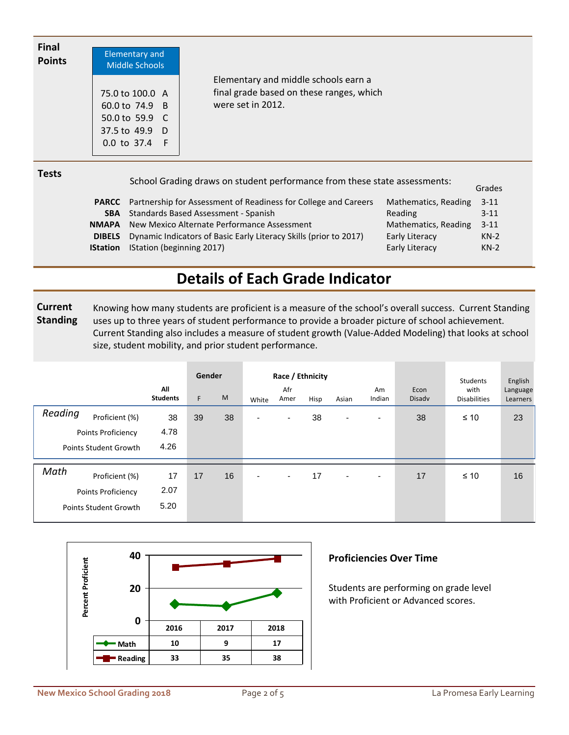**Final Points**

| Elementary and Middle Schools | |
|---|---|
| 75.0 to 100.0 | A |
| 60.0 to 74.9 | B |
| 50.0 to 59.9 | C |
| 37.5 to 49.9 | D |
| 0.0 to 37.4 | F |

Elementary and middle schools earn a final grade based on these ranges, which were set in 2012.

**Tests**

School Grading draws on student performance from these state assessments:

| | | | Grades |
|---|---|---|---|
| **PARCC** | Partnership for Assessment of Readiness for College and Careers | Mathematics, Reading | 3-11 |
| **SBA** | Standards Based Assessment - Spanish | Reading | 3-11 |
| **NMAPA** | New Mexico Alternate Performance Assessment | Mathematics, Reading | 3-11 |
| **DIBELS** | Dynamic Indicators of Basic Early Literacy Skills (prior to 2017) | Early Literacy | KN-2 |
| **IStation** | IStation (beginning 2017) | Early Literacy | KN-2 |

# Details of Each Grade Indicator

**Current Standing**

Knowing how many students are proficient is a measure of the school's overall success. Current Standing uses up to three years of student performance to provide a broader picture of school achievement. Current Standing also includes a measure of student growth (Value-Added Modeling) that looks at school size, student mobility, and prior student performance.

| | | All Students | Gender | | Race / Ethnicity | | | | | Econ Disadv | Students with Disabilities | English Language Learners |
|---|---|---|---|---|---|---|---|---|---|---|---|---|
| | | | F | M | White | Afr Amer | Hisp | Asian | Am Indian | | | |
| *Reading* | Proficient (%) | 38 | 39 | 38 | - | - | 38 | - | - | 38 | ≤ 10 | 23 |
| | Points Proficiency | 4.78 | | | | | | | | | | |
| | Points Student Growth | 4.26 | | | | | | | | | | |
| *Math* | Proficient (%) | 17 | 17 | 16 | - | - | 17 | - | - | 17 | ≤ 10 | 16 |
| | Points Proficiency | 2.07 | | | | | | | | | | |
| | Points Student Growth | 5.20 | | | | | | | | | | |

| Percent Proficient | 2016 | 2017 | 2018 |
|---|---|---|---|
| Math | 10 | 9 | 17 |
| Reading | 33 | 35 | 38 |

**Proficiencies Over Time**

Students are performing on grade level with Proficient or Advanced scores.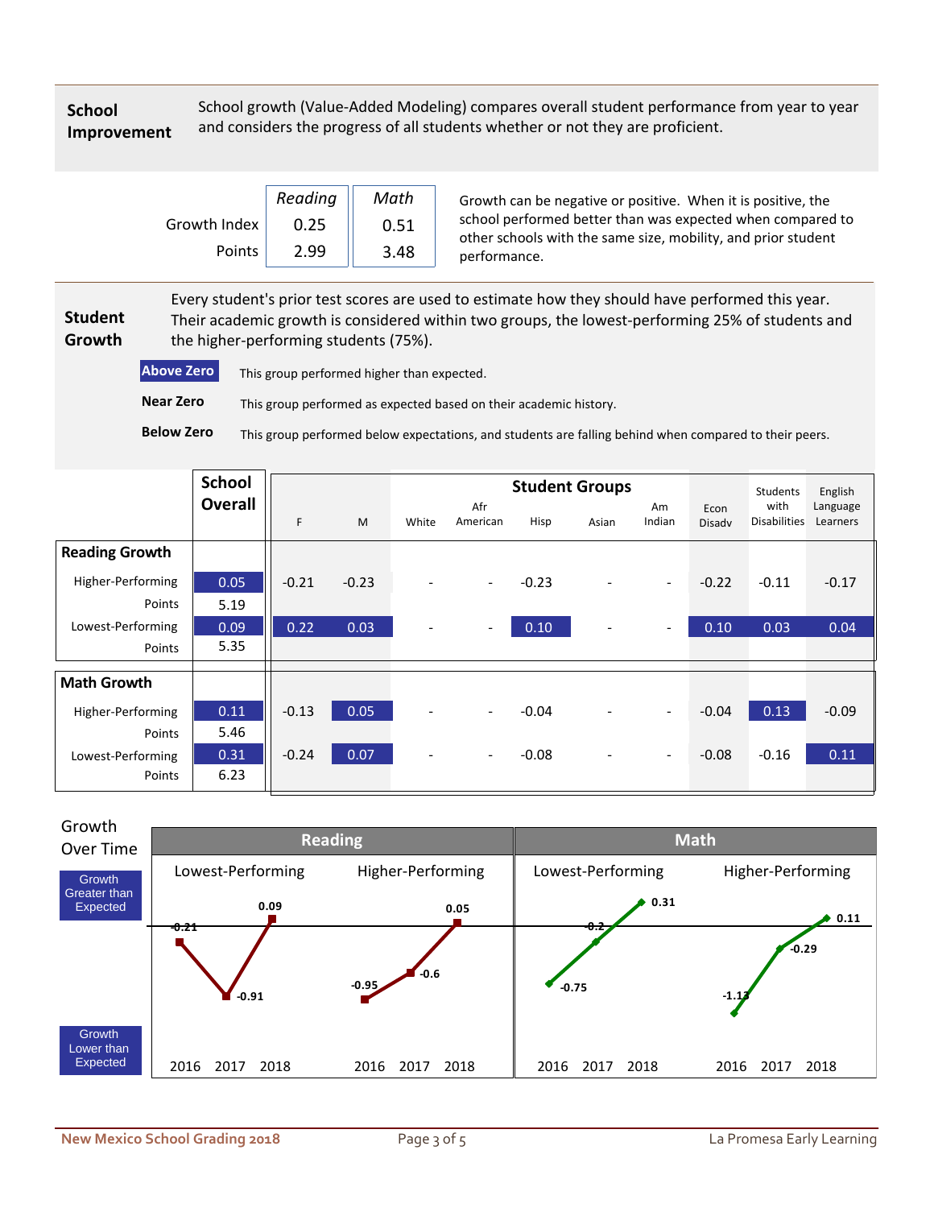## School Improvement

School growth (Value-Added Modeling) compares overall student performance from year to year and considers the progress of all students whether or not they are proficient.

| | *Reading* | *Math* |
|---|---|---|
| Growth Index | 0.25 | 0.51 |
| Points | 2.99 | 3.48 |

Growth can be negative or positive. When it is positive, the school performed better than was expected when compared to other schools with the same size, mobility, and prior student performance.

## Student Growth

Every student's prior test scores are used to estimate how they should have performed this year. Their academic growth is considered within two groups, the lowest-performing 25% of students and the higher-performing students (75%).

**Above Zero** This group performed higher than expected.

**Near Zero** This group performed as expected based on their academic history.

**Below Zero** This group performed below expectations, and students are falling behind when compared to their peers.

| | School Overall | F | M | White | Afr American | Hisp | Asian | Am Indian | Econ Disadv | Students with Disabilities | English Language Learners |
|---|---|---|---|---|---|---|---|---|---|---|---|
| **Reading Growth** | | | | | | | | | | | |
| Higher-Performing | 0.05 | -0.21 | -0.23 | - | - | -0.23 | - | - | -0.22 | -0.11 | -0.17 |
| Points | 5.19 | | | | | | | | | | |
| Lowest-Performing | 0.09 | 0.22 | 0.03 | - | - | 0.10 | - | - | 0.10 | 0.03 | 0.04 |
| Points | 5.35 | | | | | | | | | | |
| **Math Growth** | | | | | | | | | | | |
| Higher-Performing | 0.11 | -0.13 | 0.05 | - | - | -0.04 | - | - | -0.04 | 0.13 | -0.09 |
| Points | 5.46 | | | | | | | | | | |
| Lowest-Performing | 0.31 | -0.24 | 0.07 | - | - | -0.08 | - | - | -0.08 | -0.16 | 0.11 |
| Points | 6.23 | | | | | | | | | | |

## Growth Over Time

| | Reading Lowest-Performing | Reading Higher-Performing | Math Lowest-Performing | Math Higher-Performing |
|---|---|---|---|---|
| 2016 | -0.21 | -0.95 | -0.75 | -1.13 |
| 2017 | -0.91 | -0.6 | -0.2 | -0.29 |
| 2018 | 0.09 | 0.05 | 0.31 | 0.11 |

Growth Greater than Expected (above line); Growth Lower than Expected (below line)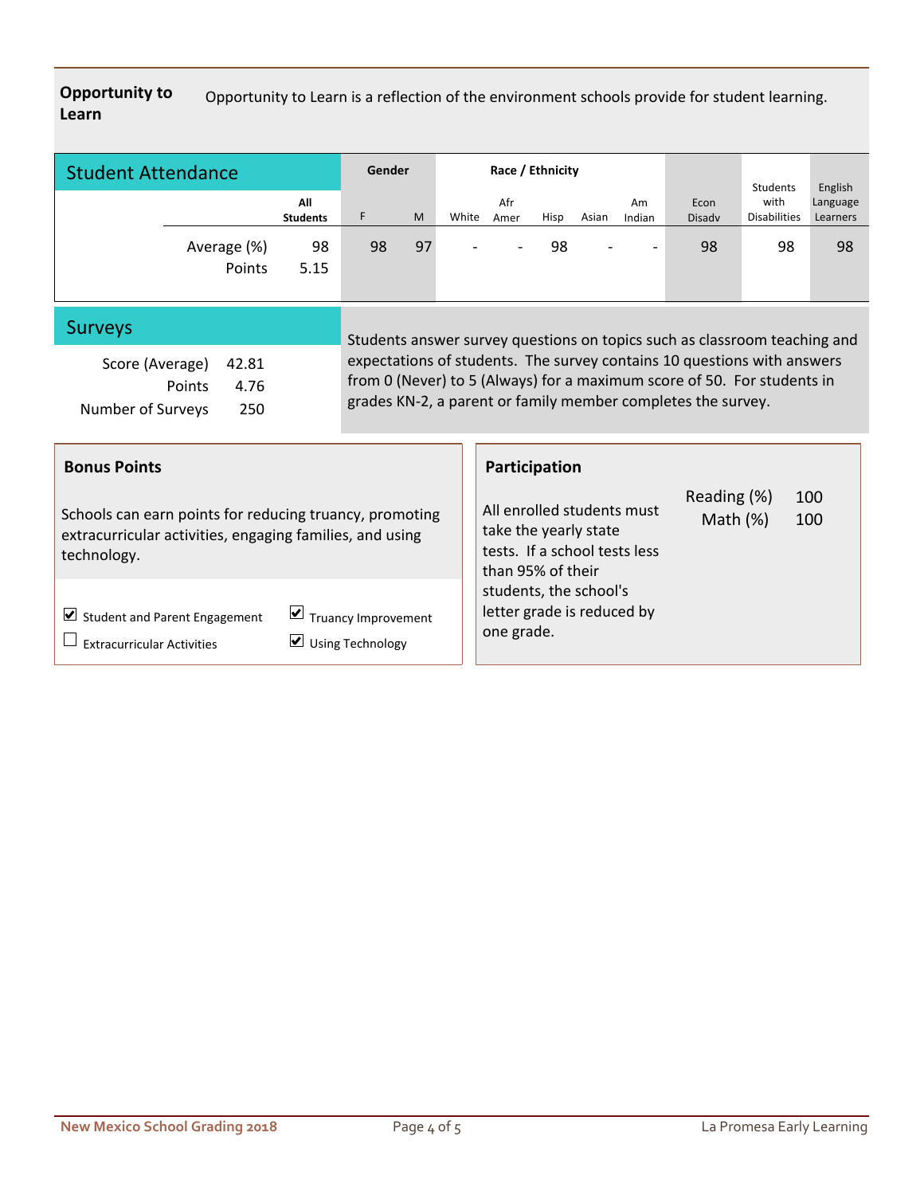## Opportunity to Learn

Opportunity to Learn is a reflection of the environment schools provide for student learning.

### Student Attendance

| | All Students | Gender | | Race / Ethnicity | | | | | Econ Disadv | Students with Disabilities | English Language Learners |
|---|---|---|---|---|---|---|---|---|---|---|---|
| | | F | M | White | Afr Amer | Hisp | Asian | Am Indian | | | |
| Average (%) | 98 | 98 | 97 | - | - | 98 | - | - | 98 | 98 | 98 |
| Points | 5.15 | | | | | | | | | | |

### Surveys

| | |
|---|---|
| Score (Average) | 42.81 |
| Points | 4.76 |
| Number of Surveys | 250 |

Students answer survey questions on topics such as classroom teaching and expectations of students. The survey contains 10 questions with answers from 0 (Never) to 5 (Always) for a maximum score of 50. For students in grades KN-2, a parent or family member completes the survey.

### Bonus Points

Schools can earn points for reducing truancy, promoting extracurricular activities, engaging families, and using technology.

- [x] Student and Parent Engagement
- [x] Truancy Improvement
- [ ] Extracurricular Activities
- [x] Using Technology

### Participation

All enrolled students must take the yearly state tests. If a school tests less than 95% of their students, the school's letter grade is reduced by one grade.

| | |
|---|---|
| Reading (%) | 100 |
| Math (%) | 100 |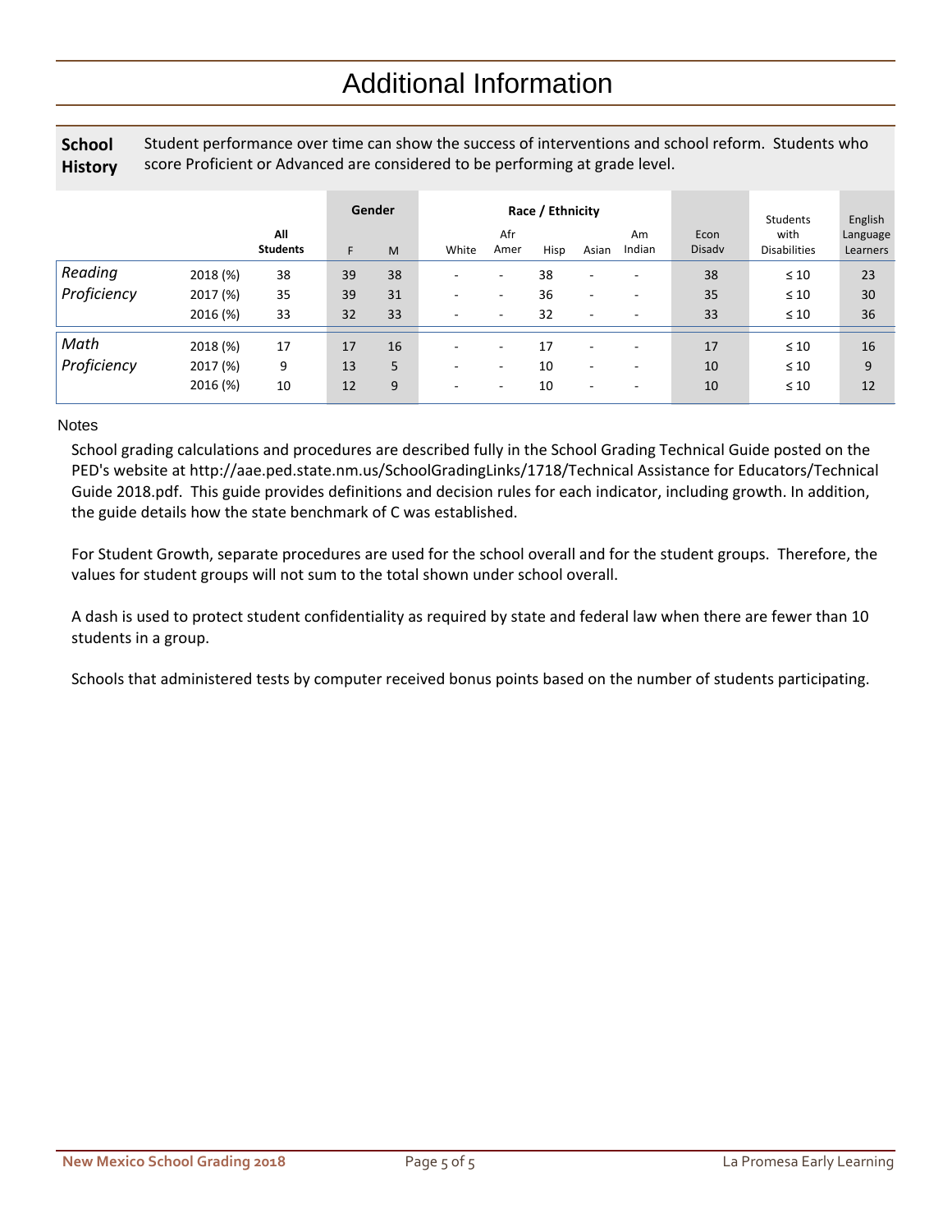# Additional Information

**School History** Student performance over time can show the success of interventions and school reform. Students who score Proficient or Advanced are considered to be performing at grade level.

| | | All Students | Gender | | Race / Ethnicity | | | | | Econ Disadv | Students with Disabilities | English Language Learners |
|---|---|---|---|---|---|---|---|---|---|---|---|---|
| | | | F | M | White | Afr Amer | Hisp | Asian | Am Indian | | | |
| *Reading Proficiency* | 2018 (%) | 38 | 39 | 38 | - | - | 38 | - | - | 38 | ≤ 10 | 23 |
| | 2017 (%) | 35 | 39 | 31 | - | - | 36 | - | - | 35 | ≤ 10 | 30 |
| | 2016 (%) | 33 | 32 | 33 | - | - | 32 | - | - | 33 | ≤ 10 | 36 |
| *Math Proficiency* | 2018 (%) | 17 | 17 | 16 | - | - | 17 | - | - | 17 | ≤ 10 | 16 |
| | 2017 (%) | 9 | 13 | 5 | - | - | 10 | - | - | 10 | ≤ 10 | 9 |
| | 2016 (%) | 10 | 12 | 9 | - | - | 10 | - | - | 10 | ≤ 10 | 12 |

Notes

School grading calculations and procedures are described fully in the School Grading Technical Guide posted on the PED's website at http://aae.ped.state.nm.us/SchoolGradingLinks/1718/Technical Assistance for Educators/Technical Guide 2018.pdf. This guide provides definitions and decision rules for each indicator, including growth. In addition, the guide details how the state benchmark of C was established.

For Student Growth, separate procedures are used for the school overall and for the student groups. Therefore, the values for student groups will not sum to the total shown under school overall.

A dash is used to protect student confidentiality as required by state and federal law when there are fewer than 10 students in a group.

Schools that administered tests by computer received bonus points based on the number of students participating.